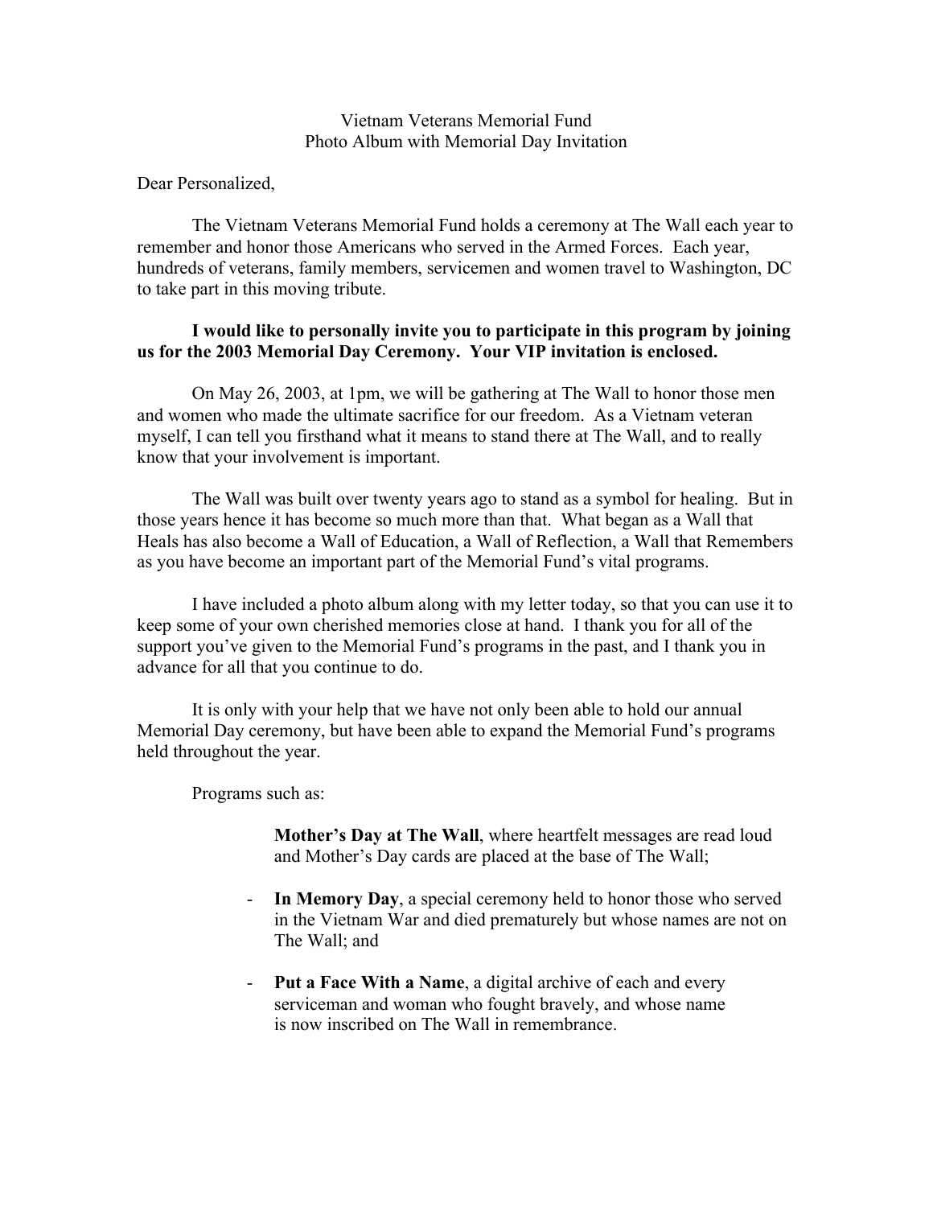Vietnam Veterans Memorial Fund
Photo Album with Memorial Day Invitation

Dear Personalized,

The Vietnam Veterans Memorial Fund holds a ceremony at The Wall each year to remember and honor those Americans who served in the Armed Forces. Each year, hundreds of veterans, family members, servicemen and women travel to Washington, DC to take part in this moving tribute.

**I would like to personally invite you to participate in this program by joining us for the 2003 Memorial Day Ceremony. Your VIP invitation is enclosed.**

On May 26, 2003, at 1pm, we will be gathering at The Wall to honor those men and women who made the ultimate sacrifice for our freedom. As a Vietnam veteran myself, I can tell you firsthand what it means to stand there at The Wall, and to really know that your involvement is important.

The Wall was built over twenty years ago to stand as a symbol for healing. But in those years hence it has become so much more than that. What began as a Wall that Heals has also become a Wall of Education, a Wall of Reflection, a Wall that Remembers as you have become an important part of the Memorial Fund's vital programs.

I have included a photo album along with my letter today, so that you can use it to keep some of your own cherished memories close at hand. I thank you for all of the support you've given to the Memorial Fund's programs in the past, and I thank you in advance for all that you continue to do.

It is only with your help that we have not only been able to hold our annual Memorial Day ceremony, but have been able to expand the Memorial Fund's programs held throughout the year.

Programs such as:

**Mother's Day at The Wall**, where heartfelt messages are read loud and Mother's Day cards are placed at the base of The Wall;

- **In Memory Day**, a special ceremony held to honor those who served in the Vietnam War and died prematurely but whose names are not on The Wall; and
- **Put a Face With a Name**, a digital archive of each and every serviceman and woman who fought bravely, and whose name is now inscribed on The Wall in remembrance.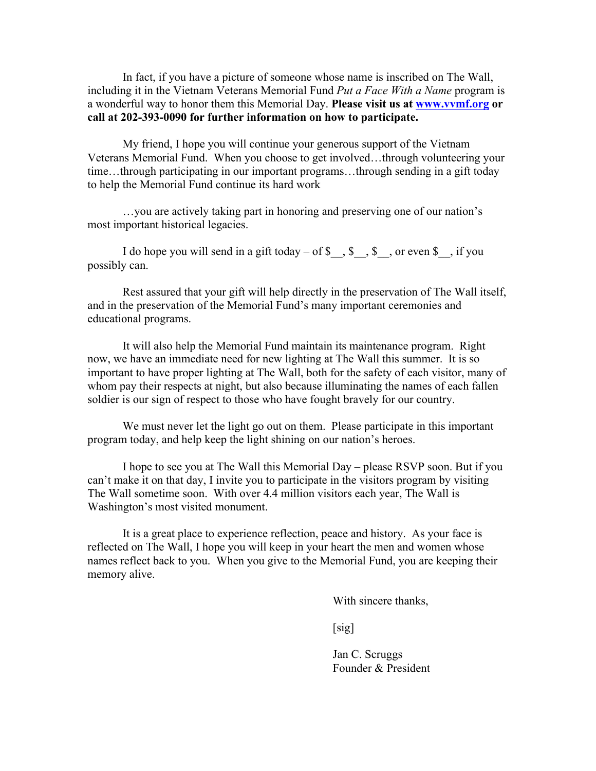In fact, if you have a picture of someone whose name is inscribed on The Wall, including it in the Vietnam Veterans Memorial Fund *Put a Face With a Name* program is a wonderful way to honor them this Memorial Day. **Please visit us at www.vvmf.org or call at 202-393-0090 for further information on how to participate.**

My friend, I hope you will continue your generous support of the Vietnam Veterans Memorial Fund. When you choose to get involved…through volunteering your time…through participating in our important programs…through sending in a gift today to help the Memorial Fund continue its hard work

…you are actively taking part in honoring and preserving one of our nation's most important historical legacies.

I do hope you will send in a gift today – of $__, $__, $__, or even $__, if you possibly can.

Rest assured that your gift will help directly in the preservation of The Wall itself, and in the preservation of the Memorial Fund's many important ceremonies and educational programs.

It will also help the Memorial Fund maintain its maintenance program. Right now, we have an immediate need for new lighting at The Wall this summer. It is so important to have proper lighting at The Wall, both for the safety of each visitor, many of whom pay their respects at night, but also because illuminating the names of each fallen soldier is our sign of respect to those who have fought bravely for our country.

We must never let the light go out on them. Please participate in this important program today, and help keep the light shining on our nation's heroes.

I hope to see you at The Wall this Memorial Day – please RSVP soon. But if you can't make it on that day, I invite you to participate in the visitors program by visiting The Wall sometime soon. With over 4.4 million visitors each year, The Wall is Washington's most visited monument.

It is a great place to experience reflection, peace and history. As your face is reflected on The Wall, I hope you will keep in your heart the men and women whose names reflect back to you. When you give to the Memorial Fund, you are keeping their memory alive.

With sincere thanks,

[sig]

Jan C. Scruggs
Founder & President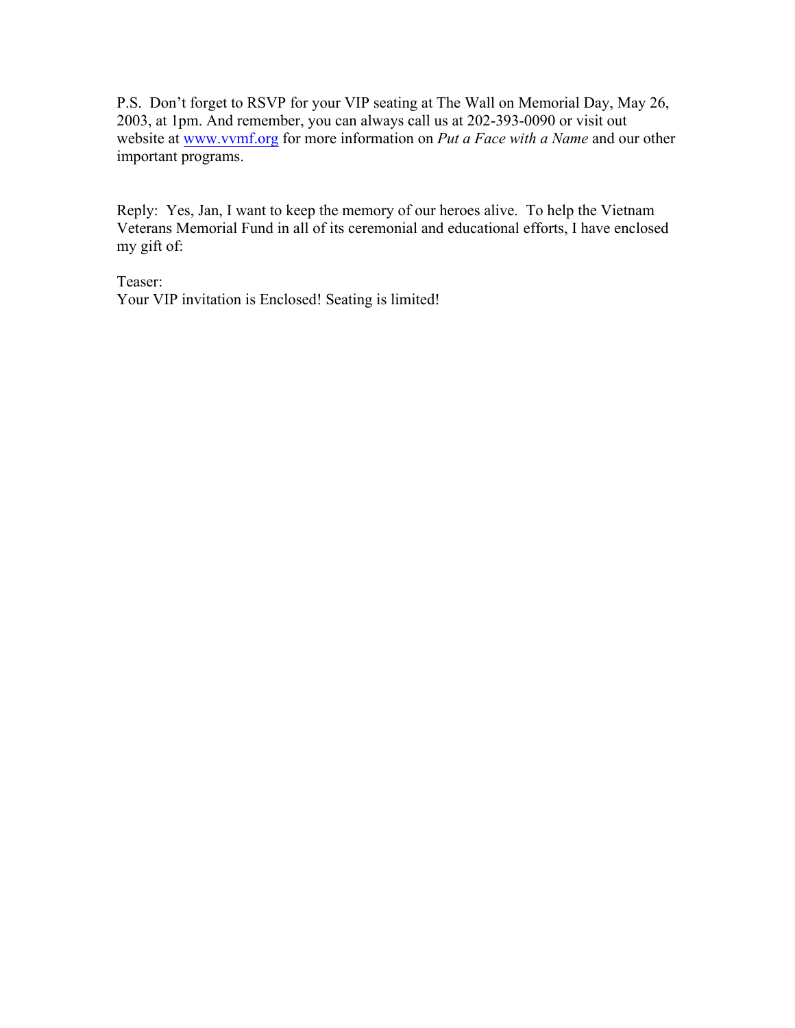P.S. Don't forget to RSVP for your VIP seating at The Wall on Memorial Day, May 26, 2003, at 1pm. And remember, you can always call us at 202-393-0090 or visit out website at [www.vvmf.org](http://www.vvmf.org) for more information on *Put a Face with a Name* and our other important programs.

Reply: Yes, Jan, I want to keep the memory of our heroes alive. To help the Vietnam Veterans Memorial Fund in all of its ceremonial and educational efforts, I have enclosed my gift of:

Teaser:
Your VIP invitation is Enclosed! Seating is limited!